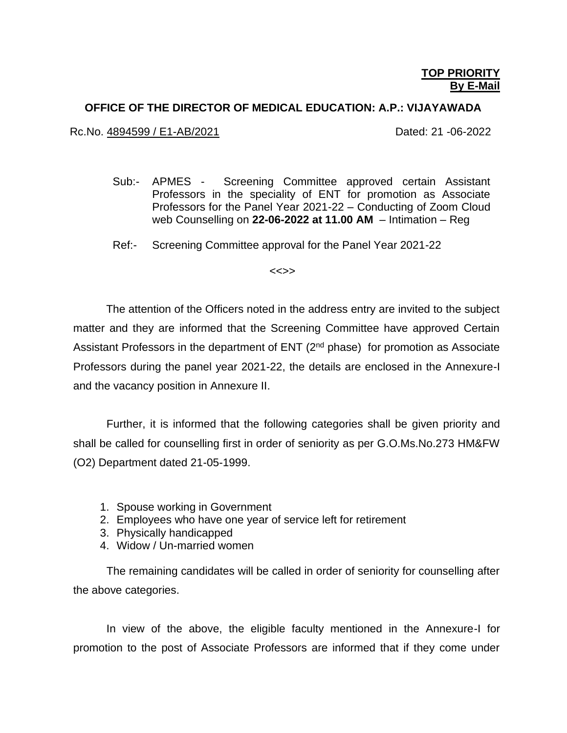**TOP PRIORITY**
**By E-Mail**

**OFFICE OF THE DIRECTOR OF MEDICAL EDUCATION: A.P.: VIJAYAWADA**

Rc.No. 4894599 / E1-AB/2021 Dated: 21 -06-2022

Sub:- APMES - Screening Committee approved certain Assistant Professors in the speciality of ENT for promotion as Associate Professors for the Panel Year 2021-22 – Conducting of Zoom Cloud web Counselling on **22-06-2022 at 11.00 AM** – Intimation – Reg

Ref:- Screening Committee approval for the Panel Year 2021-22

<<>>

The attention of the Officers noted in the address entry are invited to the subject matter and they are informed that the Screening Committee have approved Certain Assistant Professors in the department of ENT (2nd phase) for promotion as Associate Professors during the panel year 2021-22, the details are enclosed in the Annexure-I and the vacancy position in Annexure II.

Further, it is informed that the following categories shall be given priority and shall be called for counselling first in order of seniority as per G.O.Ms.No.273 HM&FW (O2) Department dated 21-05-1999.

1. Spouse working in Government
2. Employees who have one year of service left for retirement
3. Physically handicapped
4. Widow / Un-married women

The remaining candidates will be called in order of seniority for counselling after the above categories.

In view of the above, the eligible faculty mentioned in the Annexure-I for promotion to the post of Associate Professors are informed that if they come under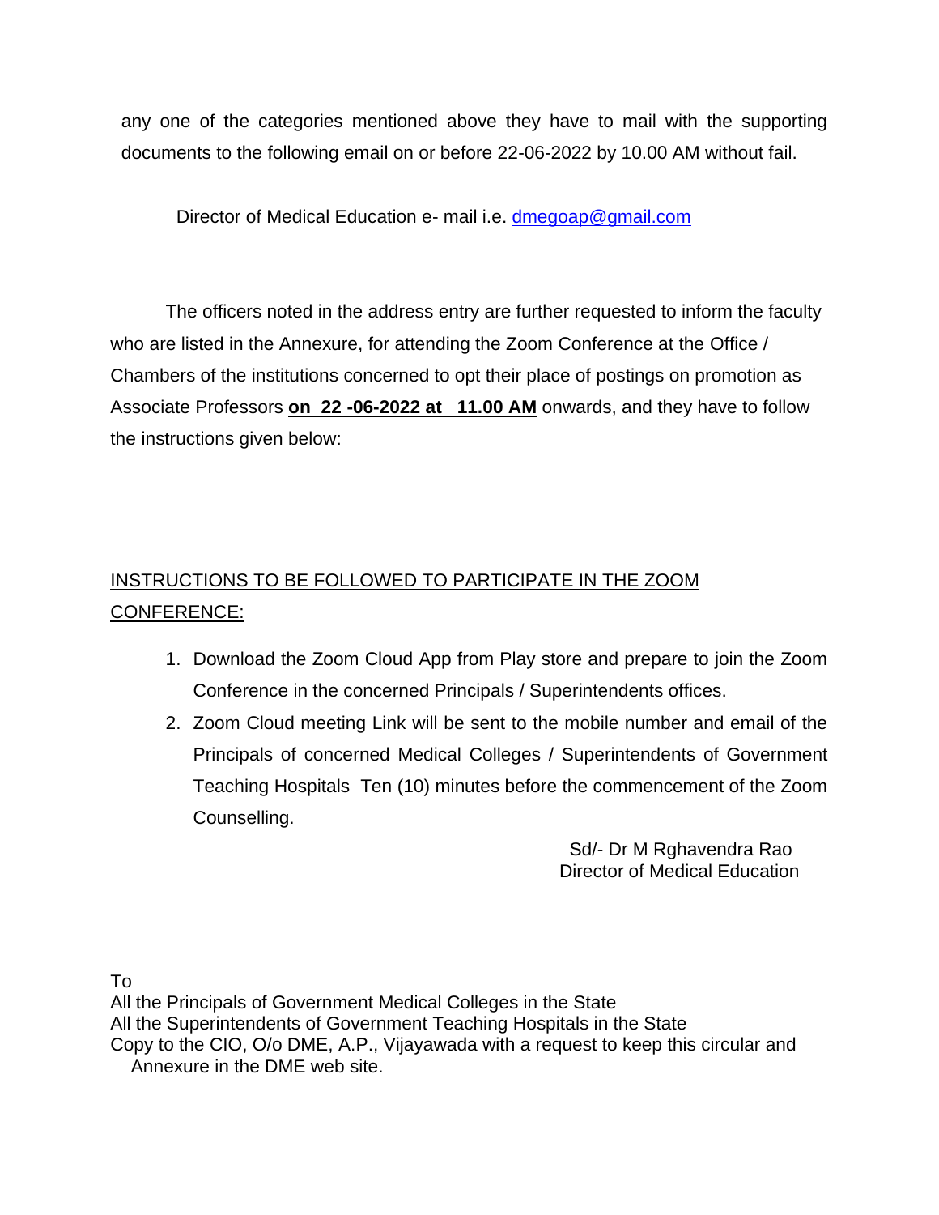any one of the categories mentioned above they have to mail with the supporting documents to the following email on or before 22-06-2022 by 10.00 AM without fail.

Director of Medical Education e- mail i.e. dmegoap@gmail.com

The officers noted in the address entry are further requested to inform the faculty who are listed in the Annexure, for attending the Zoom Conference at the Office / Chambers of the institutions concerned to opt their place of postings on promotion as Associate Professors **on 22 -06-2022 at 11.00 AM** onwards, and they have to follow the instructions given below:

INSTRUCTIONS TO BE FOLLOWED TO PARTICIPATE IN THE ZOOM CONFERENCE:

1. Download the Zoom Cloud App from Play store and prepare to join the Zoom Conference in the concerned Principals / Superintendents offices.
2. Zoom Cloud meeting Link will be sent to the mobile number and email of the Principals of concerned Medical Colleges / Superintendents of Government Teaching Hospitals Ten (10) minutes before the commencement of the Zoom Counselling.

Sd/- Dr M Rghavendra Rao
Director of Medical Education

To
All the Principals of Government Medical Colleges in the State
All the Superintendents of Government Teaching Hospitals in the State
Copy to the CIO, O/o DME, A.P., Vijayawada with a request to keep this circular and Annexure in the DME web site.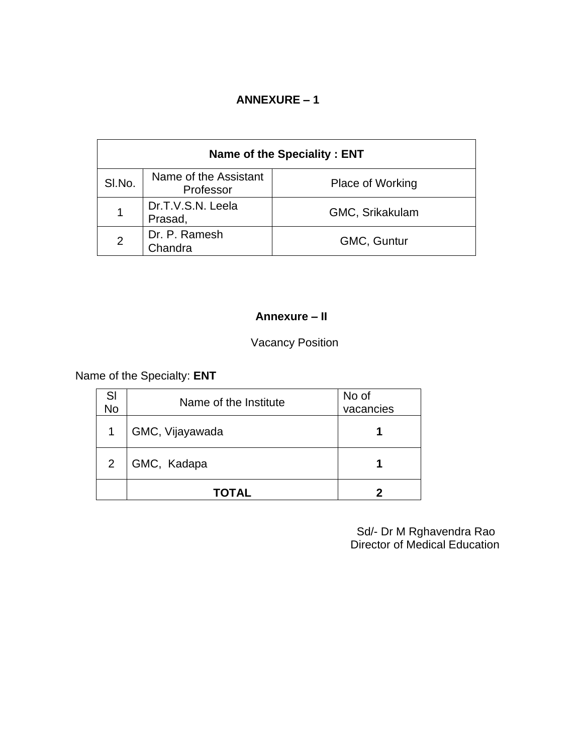## ANNEXURE – 1

| Name of the Speciality : ENT | | |
|---|---|---|
| Sl.No. | Name of the Assistant Professor | Place of Working |
| 1 | Dr.T.V.S.N. Leela Prasad, | GMC, Srikakulam |
| 2 | Dr. P. Ramesh Chandra | GMC, Guntur |

## Annexure – II

Vacancy Position

Name of the Specialty: **ENT**

| Sl No | Name of the Institute | No of vacancies |
|---|---|---|
| 1 | GMC, Vijayawada | **1** |
| 2 | GMC, Kadapa | **1** |
| | **TOTAL** | **2** |

Sd/- Dr M Rghavendra Rao
Director of Medical Education